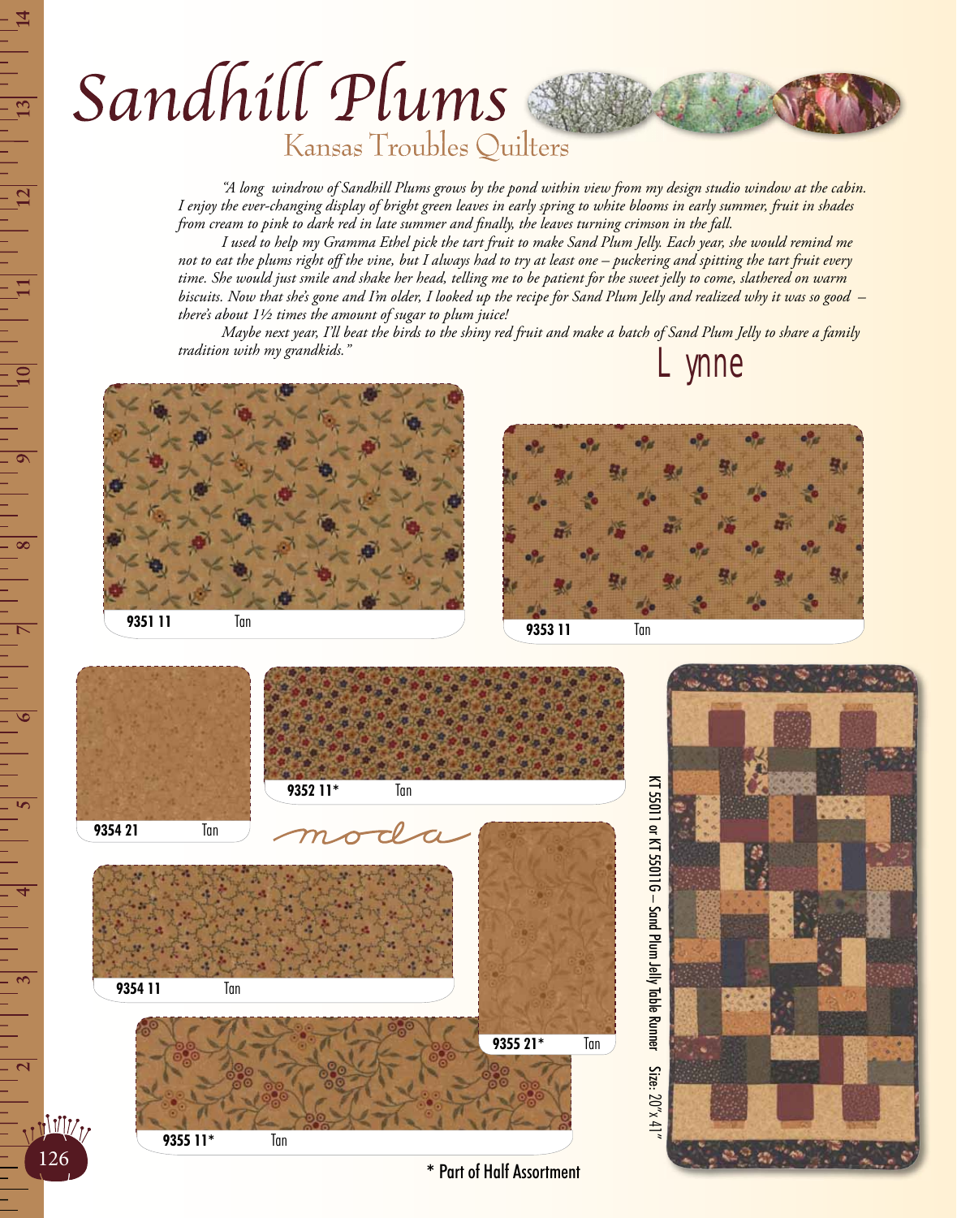# Sandhill Plums

## Kansas Troubles Quilters

*"A long windrow of Sandhill Plums grows by the pond within view from my design studio window at the cabin. I enjoy the ever-changing display of bright green leaves in early spring to white blooms in early summer, fruit in shades from cream to pink to dark red in late summer and finally, the leaves turning crimson in the fall.*

*I used to help my Gramma Ethel pick the tart fruit to make Sand Plum Jelly. Each year, she would remind me not to eat the plums right off the vine, but I always had to try at least one – puckering and spitting the tart fruit every time. She would just smile and shake her head, telling me to be patient for the sweet jelly to come, slathered on warm biscuits. Now that she's gone and I'm older, I looked up the recipe for Sand Plum Jelly and realized why it was so good – there's about 1½ times the amount of sugar to plum juice!*

*Maybe next year, I'll beat the birds to the shiny red fruit and make a batch of Sand Plum Jelly to share a family tradition with my grandkids."*

Lynne

**9351 11** Tan

**9353 11** Tan

**9354 21** Tan

**9352 11*** Tan

moda

**9354 11** Tan

**9355 21*** Tan

**9355 11*** Tan

KT 5501I or KT 5501G – Sand Plum Jelly Table Runner Size: 20"x 41"

\* Part of Half Assortment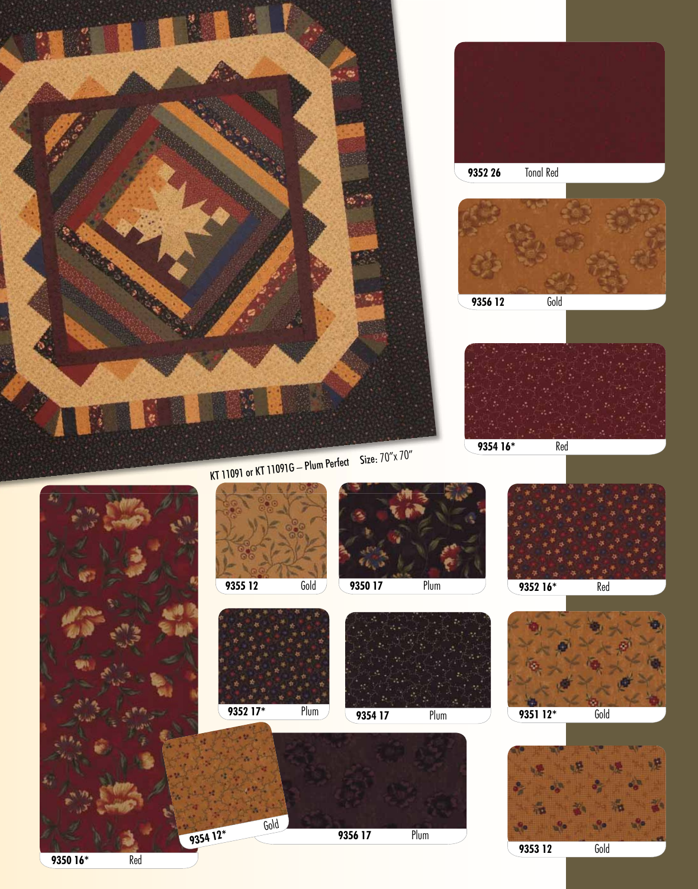KT 11091 or KT 11091G – Plum Perfect Size: 70"x 70"

9352 26 Tonal Red

9356 12 Gold

9354 16* Red

9355 12 Gold

9350 17 Plum

9352 16* Red

9352 17* Plum

9354 17 Plum

9351 12* Gold

9354 12* Gold

9356 17 Plum

9353 12 Gold

9350 16* Red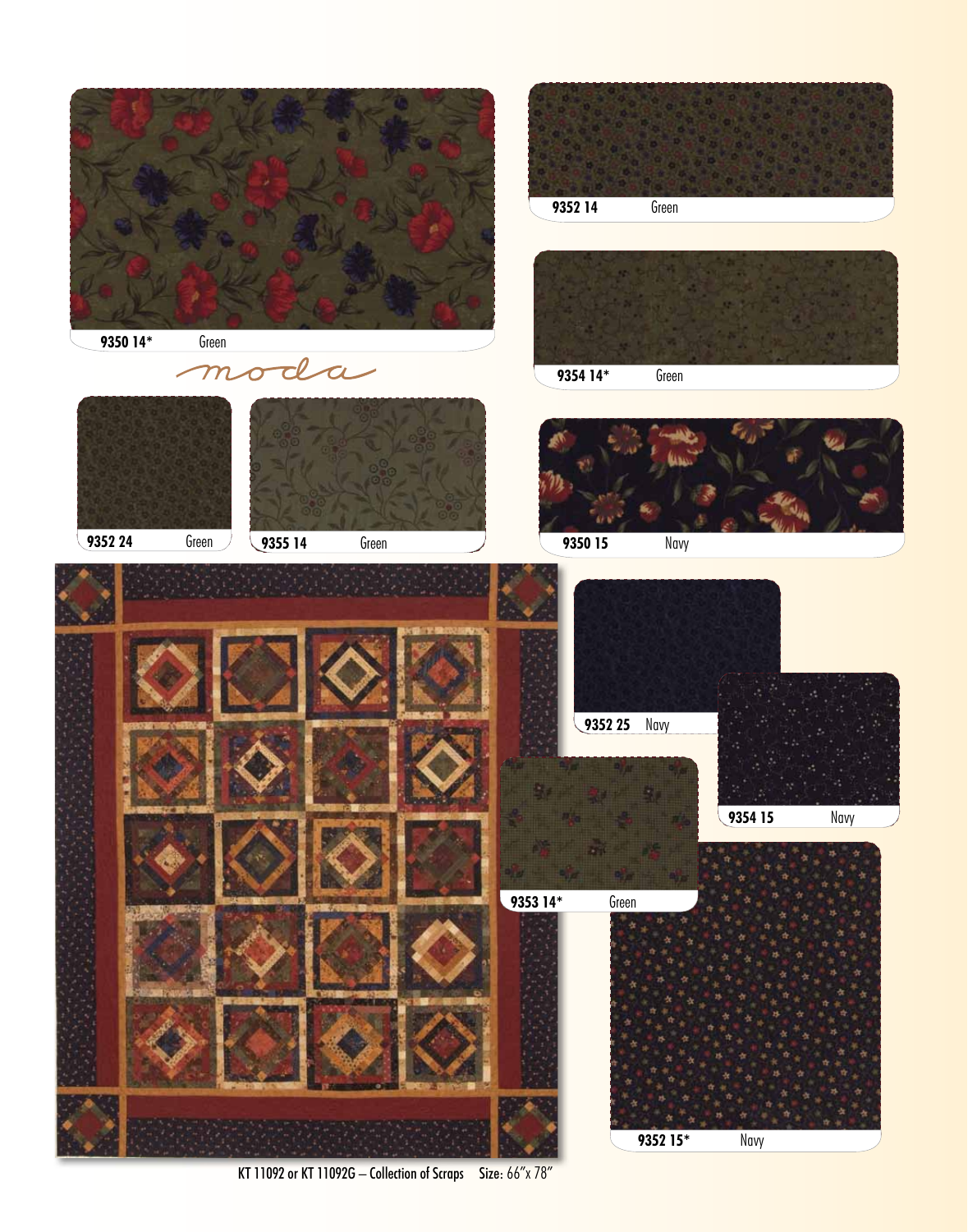9350 14* Green

moda

9352 14 Green

9354 14* Green

9352 24 Green

9355 14 Green

9350 15 Navy

9352 25 Navy

9354 15 Navy

9353 14* Green

9352 15* Navy

KT 11092 or KT 11092G – Collection of Scraps Size: 66″x 78″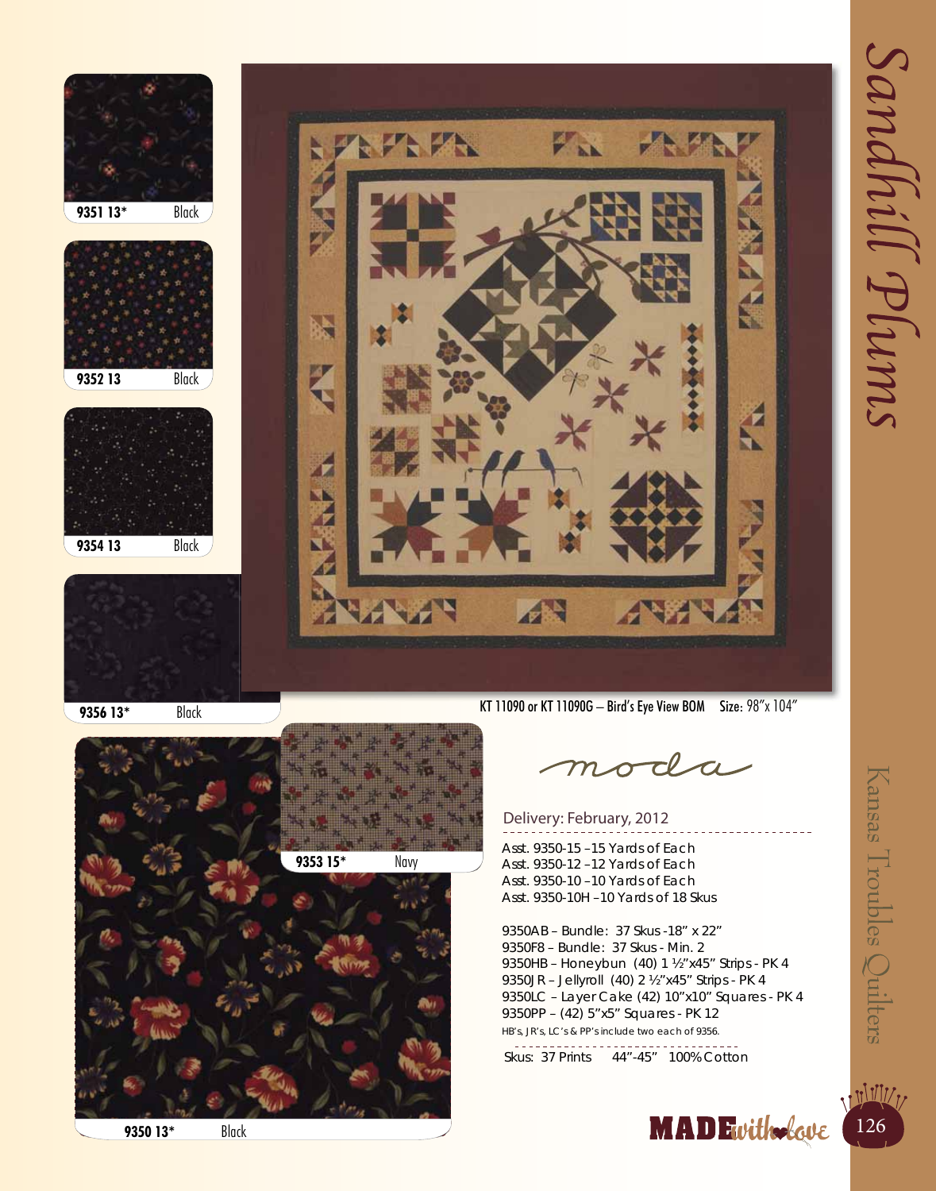# Sandhill Plums

Kansas Troubles Quilters

9351 13* Black

9352 13 Black

9354 13 Black

9356 13* Black

9353 15* Navy

9350 13* Black

KT 11090 or KT 11090G – Bird's Eye View BOM Size: 98"x 104"

moda

Delivery: February, 2012

Asst. 9350-15 –15 Yards of Each
Asst. 9350-12 –12 Yards of Each
Asst. 9350-10 –10 Yards of Each
Asst. 9350-10H –10 Yards of 18 Skus

9350AB – Bundle: 37 Skus -18" x 22"
9350F8 – Bundle: 37 Skus - Min. 2
9350HB – Honeybun (40) 1 ½"x45" Strips - PK 4
9350JR – Jellyroll (40) 2 ½"x45" Strips - PK 4
9350LC – Layer Cake (42) 10"x10" Squares - PK 4
9350PP – (42) 5"x5" Squares - PK 12
HB's, JR's, LC's & PP's include two each of 9356.

Skus: 37 Prints 44"-45" 100% Cotton

MADE with love